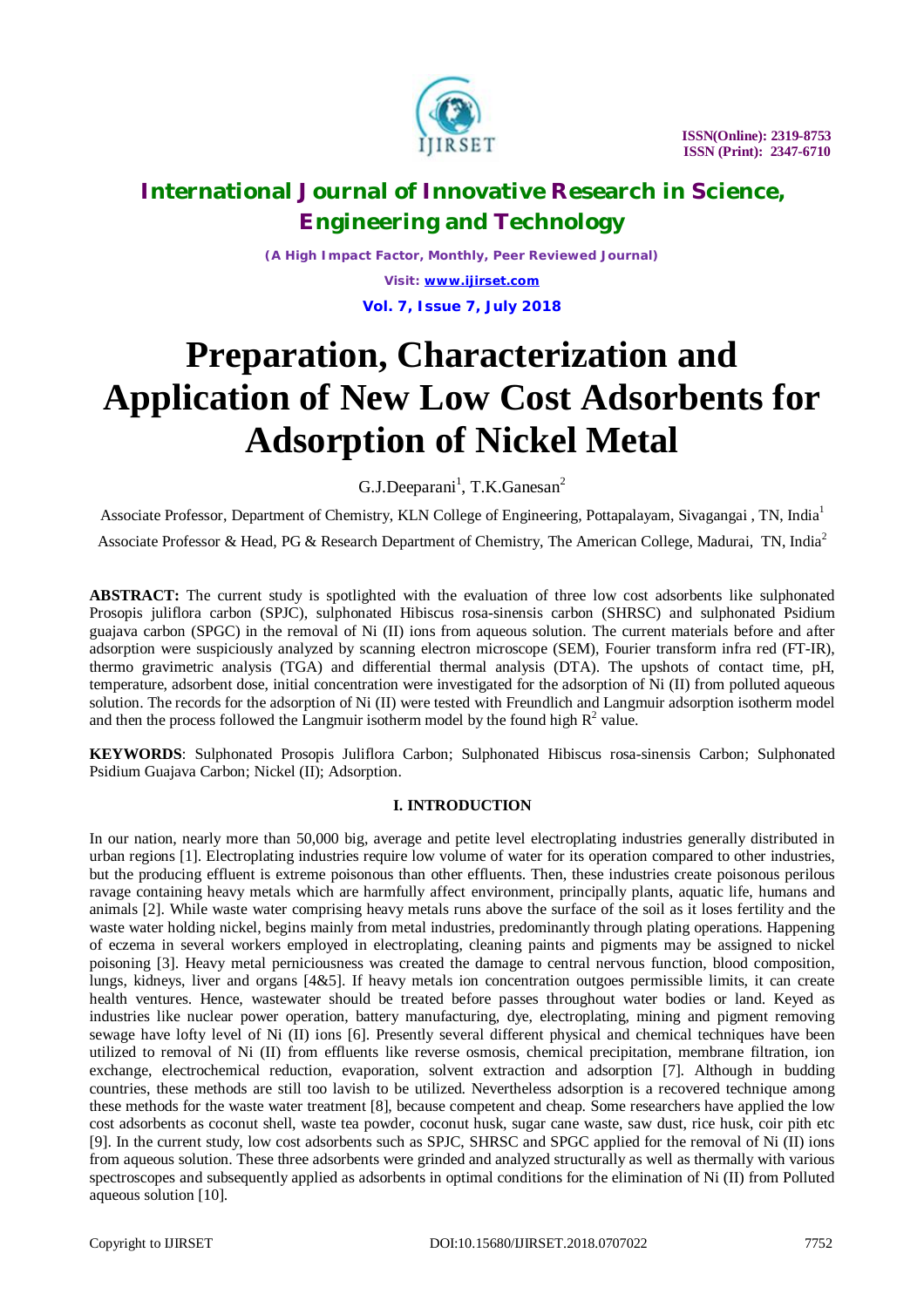# Preparation, Characterization and Application of New Low Cost Adsorbents for Adsorption of Nickel Metal

G.J.Deeparani[1], T.K.Ganesan[2]

Associate Professor, Department of Chemistry, KLN College of Engineering, Pottapalayam, Sivagangai , TN, India[1]

Associate Professor & Head, PG & Research Department of Chemistry, The American College, Madurai, TN, India[2]

**ABSTRACT:** The current study is spotlighted with the evaluation of three low cost adsorbents like sulphonated Prosopis juliflora carbon (SPJC), sulphonated Hibiscus rosa-sinensis carbon (SHRSC) and sulphonated Psidium guajava carbon (SPGC) in the removal of Ni (II) ions from aqueous solution. The current materials before and after adsorption were suspiciously analyzed by scanning electron microscope (SEM), Fourier transform infra red (FT-IR), thermo gravimetric analysis (TGA) and differential thermal analysis (DTA). The upshots of contact time, pH, temperature, adsorbent dose, initial concentration were investigated for the adsorption of Ni (II) from polluted aqueous solution. The records for the adsorption of Ni (II) were tested with Freundlich and Langmuir adsorption isotherm model and then the process followed the Langmuir isotherm model by the found high $R^2$ value.

**KEYWORDS**: Sulphonated Prosopis Juliflora Carbon; Sulphonated Hibiscus rosa-sinensis Carbon; Sulphonated Psidium Guajava Carbon; Nickel (II); Adsorption.

## I. INTRODUCTION

In our nation, nearly more than 50,000 big, average and petite level electroplating industries generally distributed in urban regions [1]. Electroplating industries require low volume of water for its operation compared to other industries, but the producing effluent is extreme poisonous than other effluents. Then, these industries create poisonous perilous ravage containing heavy metals which are harmfully affect environment, principally plants, aquatic life, humans and animals [2]. While waste water comprising heavy metals runs above the surface of the soil as it loses fertility and the waste water holding nickel, begins mainly from metal industries, predominantly through plating operations. Happening of eczema in several workers employed in electroplating, cleaning paints and pigments may be assigned to nickel poisoning [3]. Heavy metal perniciousness was created the damage to central nervous function, blood composition, lungs, kidneys, liver and organs [4&5]. If heavy metals ion concentration outgoes permissible limits, it can create health ventures. Hence, wastewater should be treated before passes throughout water bodies or land. Keyed as industries like nuclear power operation, battery manufacturing, dye, electroplating, mining and pigment removing sewage have lofty level of Ni (II) ions [6]. Presently several different physical and chemical techniques have been utilized to removal of Ni (II) from effluents like reverse osmosis, chemical precipitation, membrane filtration, ion exchange, electrochemical reduction, evaporation, solvent extraction and adsorption [7]. Although in budding countries, these methods are still too lavish to be utilized. Nevertheless adsorption is a recovered technique among these methods for the waste water treatment [8], because competent and cheap. Some researchers have applied the low cost adsorbents as coconut shell, waste tea powder, coconut husk, sugar cane waste, saw dust, rice husk, coir pith etc [9]. In the current study, low cost adsorbents such as SPJC, SHRSC and SPGC applied for the removal of Ni (II) ions from aqueous solution. These three adsorbents were grinded and analyzed structurally as well as thermally with various spectroscopes and subsequently applied as adsorbents in optimal conditions for the elimination of Ni (II) from Polluted aqueous solution [10].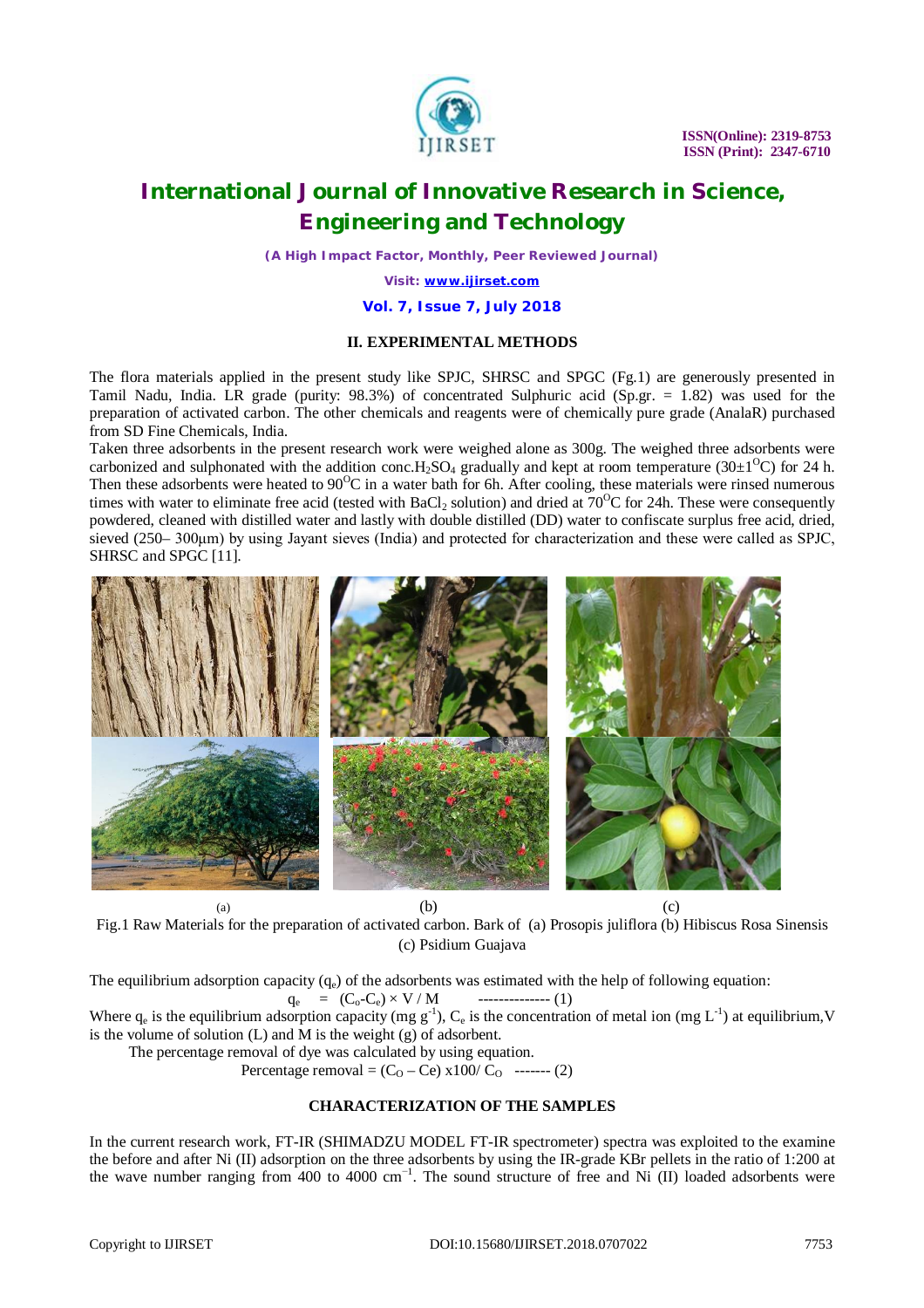## II. EXPERIMENTAL METHODS

The flora materials applied in the present study like SPJC, SHRSC and SPGC (Fg.1) are generously presented in Tamil Nadu, India. LR grade (purity: 98.3%) of concentrated Sulphuric acid (Sp.gr. = 1.82) was used for the preparation of activated carbon. The other chemicals and reagents were of chemically pure grade (AnalaR) purchased from SD Fine Chemicals, India.

Taken three adsorbents in the present research work were weighed alone as 300g. The weighed three adsorbents were carbonized and sulphonated with the addition conc.$H_2SO_4$ gradually and kept at room temperature (30±1$^{O}$C) for 24 h. Then these adsorbents were heated to 90$^{O}$C in a water bath for 6h. After cooling, these materials were rinsed numerous times with water to eliminate free acid (tested with $BaCl_2$ solution) and dried at 70$^{O}$C for 24h. These were consequently powdered, cleaned with distilled water and lastly with double distilled (DD) water to confiscate surplus free acid, dried, sieved (250– 300μm) by using Jayant sieves (India) and protected for characterization and these were called as SPJC, SHRSC and SPGC [11].

(a) (b) (c)

Fig.1 Raw Materials for the preparation of activated carbon. Bark of (a) Prosopis juliflora (b) Hibiscus Rosa Sinensis (c) Psidium Guajava

The equilibrium adsorption capacity ($q_e$) of the adsorbents was estimated with the help of following equation:

$$q_e = (C_o - C_e) \times V / M \quad \text{-------------- (1)}$$

Where $q_e$ is the equilibrium adsorption capacity (mg $g^{-1}$), $C_e$ is the concentration of metal ion (mg $L^{-1}$) at equilibrium,V is the volume of solution (L) and M is the weight (g) of adsorbent.

The percentage removal of dye was calculated by using equation.

$$\text{Percentage removal} = (C_O - Ce) \times 100 / C_O \quad \text{------- (2)}$$

## CHARACTERIZATION OF THE SAMPLES

In the current research work, FT-IR (SHIMADZU MODEL FT-IR spectrometer) spectra was exploited to the examine the before and after Ni (II) adsorption on the three adsorbents by using the IR-grade KBr pellets in the ratio of 1:200 at the wave number ranging from 400 to 4000 cm$^{-1}$. The sound structure of free and Ni (II) loaded adsorbents were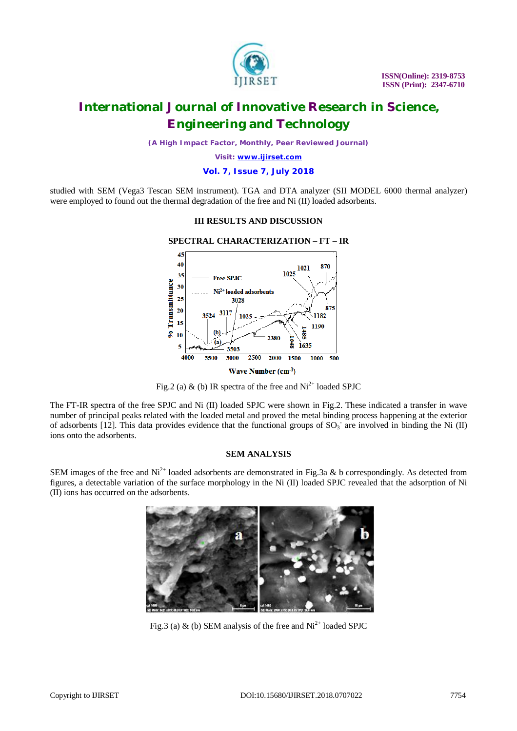studied with SEM (Vega3 Tescan SEM instrument). TGA and DTA analyzer (SII MODEL 6000 thermal analyzer) were employed to found out the thermal degradation of the free and Ni (II) loaded adsorbents.

## III RESULTS AND DISCUSSION

### SPECTRAL CHARACTERIZATION – FT – IR

Fig.2 (a) & (b) IR spectra of the free and $Ni^{2+}$ loaded SPJC

The FT-IR spectra of the free SPJC and Ni (II) loaded SPJC were shown in Fig.2. These indicated a transfer in wave number of principal peaks related with the loaded metal and proved the metal binding process happening at the exterior of adsorbents [12]. This data provides evidence that the functional groups of $SO_3^-$ are involved in binding the Ni (II) ions onto the adsorbents.

### SEM ANALYSIS

SEM images of the free and $Ni^{2+}$ loaded adsorbents are demonstrated in Fig.3a & b correspondingly. As detected from figures, a detectable variation of the surface morphology in the Ni (II) loaded SPJC revealed that the adsorption of Ni (II) ions has occurred on the adsorbents.

Fig.3 (a) & (b) SEM analysis of the free and $Ni^{2+}$ loaded SPJC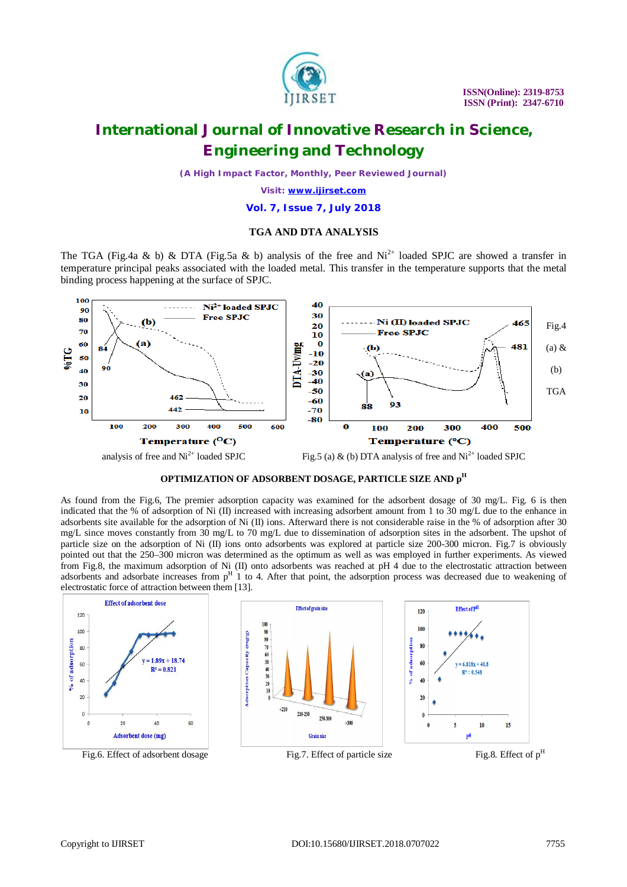### TGA AND DTA ANALYSIS

The TGA (Fig.4a & b) & DTA (Fig.5a & b) analysis of the free and $Ni^{2+}$ loaded SPJC are showed a transfer in temperature principal peaks associated with the loaded metal. This transfer in the temperature supports that the metal binding process happening at the surface of SPJC.

Fig.4 (a) & (b) TGA analysis of free and $Ni^{2+}$ loaded SPJC

Fig.5 (a) & (b) DTA analysis of free and $Ni^{2+}$ loaded SPJC

### OPTIMIZATION OF ADSORBENT DOSAGE, PARTICLE SIZE AND $p^H$

As found from the Fig.6, The premier adsorption capacity was examined for the adsorbent dosage of 30 mg/L. Fig. 6 is then indicated that the % of adsorption of Ni (II) increased with increasing adsorbent amount from 1 to 30 mg/L due to the enhance in adsorbents site available for the adsorption of Ni (II) ions. Afterward there is not considerable raise in the % of adsorption after 30 mg/L since moves constantly from 30 mg/L to 70 mg/L due to dissemination of adsorption sites in the adsorbent. The upshot of particle size on the adsorption of Ni (II) ions onto adsorbents was explored at particle size 200-300 micron. Fig.7 is obviously pointed out that the 250–300 micron was determined as the optimum as well as was employed in further experiments. As viewed from Fig.8, the maximum adsorption of Ni (II) onto adsorbents was reached at pH 4 due to the electrostatic attraction between adsorbents and adsorbate increases from $p^H$ 1 to 4. After that point, the adsorption process was decreased due to weakening of electrostatic force of attraction between them [13].

Fig.6. Effect of adsorbent dosage

Fig.7. Effect of particle size

Fig.8. Effect of $p^H$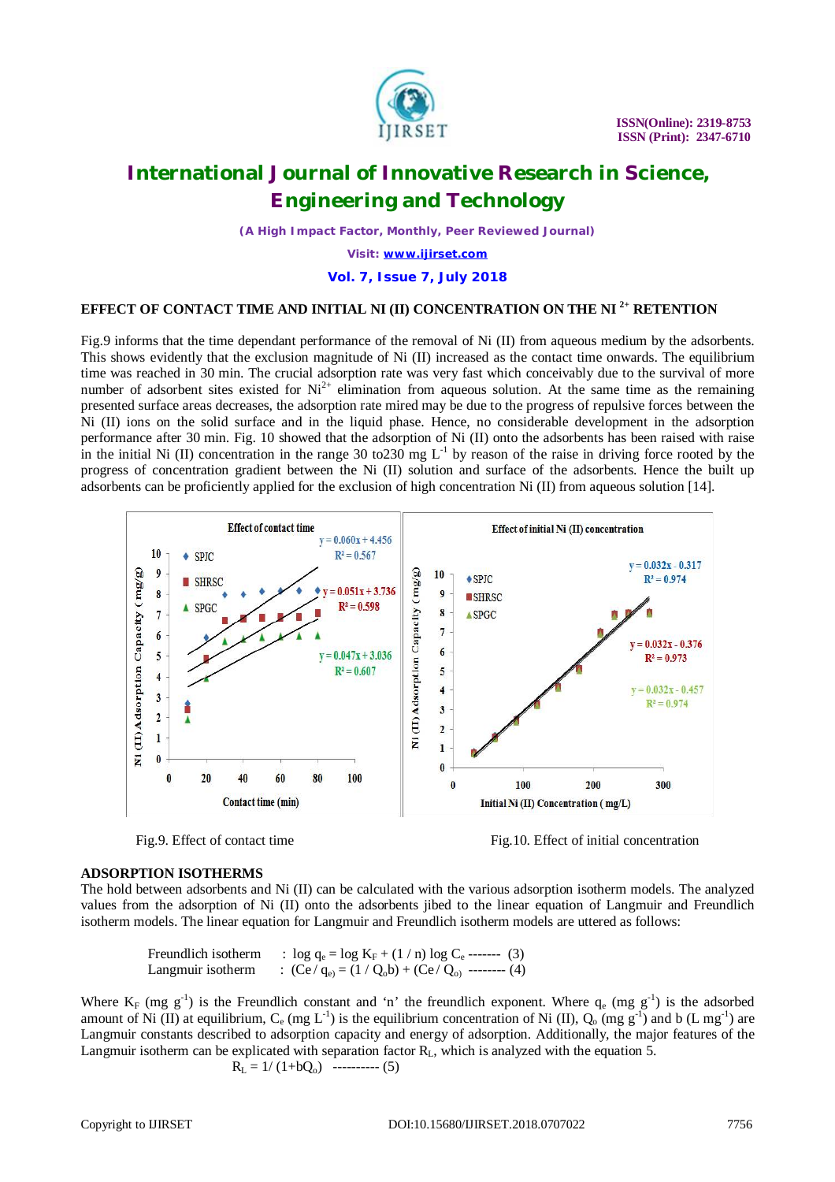## EFFECT OF CONTACT TIME AND INITIAL NI (II) CONCENTRATION ON THE NI $^{2+}$ RETENTION

Fig.9 informs that the time dependant performance of the removal of Ni (II) from aqueous medium by the adsorbents. This shows evidently that the exclusion magnitude of Ni (II) increased as the contact time onwards. The equilibrium time was reached in 30 min. The crucial adsorption rate was very fast which conceivably due to the survival of more number of adsorbent sites existed for $Ni^{2+}$ elimination from aqueous solution. At the same time as the remaining presented surface areas decreases, the adsorption rate mired may be due to the progress of repulsive forces between the Ni (II) ions on the solid surface and in the liquid phase. Hence, no considerable development in the adsorption performance after 30 min. Fig. 10 showed that the adsorption of Ni (II) onto the adsorbents has been raised with raise in the initial Ni (II) concentration in the range 30 to230 mg $L^{-1}$ by reason of the raise in driving force rooted by the progress of concentration gradient between the Ni (II) solution and surface of the adsorbents. Hence the built up adsorbents can be proficiently applied for the exclusion of high concentration Ni (II) from aqueous solution [14].

Fig.9. Effect of contact time

Fig.10. Effect of initial concentration

## ADSORPTION ISOTHERMS

The hold between adsorbents and Ni (II) can be calculated with the various adsorption isotherm models. The analyzed values from the adsorption of Ni (II) onto the adsorbents jibed to the linear equation of Langmuir and Freundlich isotherm models. The linear equation for Langmuir and Freundlich isotherm models are uttered as follows:

Freundlich isotherm : $\log q_e = \log K_F + (1 / n) \log C_e$ ------- (3)

Langmuir isotherm : $(C_e / q_e) = (1 / Q_o b) + (C_e / Q_o)$ -------- (4)

Where $K_F$ (mg $g^{-1}$) is the Freundlich constant and 'n' the freundlich exponent. Where $q_e$ (mg $g^{-1}$) is the adsorbed amount of Ni (II) at equilibrium, $C_e$ (mg $L^{-1}$) is the equilibrium concentration of Ni (II), $Q_o$ (mg $g^{-1}$) and b (L $mg^{-1}$) are Langmuir constants described to adsorption capacity and energy of adsorption. Additionally, the major features of the Langmuir isotherm can be explicated with separation factor $R_L$, which is analyzed with the equation 5.

$R_L = 1/ (1+bQ_o)$ ---------- (5)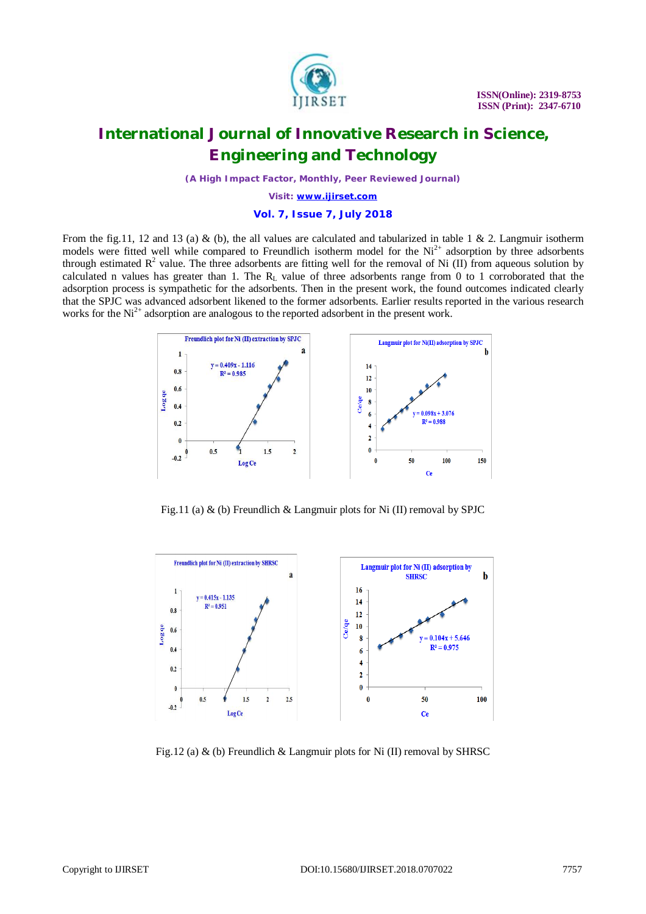From the fig.11, 12 and 13 (a) & (b), the all values are calculated and tabularized in table 1 & 2. Langmuir isotherm models were fitted well while compared to Freundlich isotherm model for the $Ni^{2+}$ adsorption by three adsorbents through estimated $R^2$ value. The three adsorbents are fitting well for the removal of Ni (II) from aqueous solution by calculated n values has greater than 1. The $R_L$ value of three adsorbents range from 0 to 1 corroborated that the adsorption process is sympathetic for the adsorbents. Then in the present work, the found outcomes indicated clearly that the SPJC was advanced adsorbent likened to the former adsorbents. Earlier results reported in the various research works for the $Ni^{2+}$ adsorption are analogous to the reported adsorbent in the present work.

Fig.11 (a) & (b) Freundlich & Langmuir plots for Ni (II) removal by SPJC

Fig.12 (a) & (b) Freundlich & Langmuir plots for Ni (II) removal by SHRSC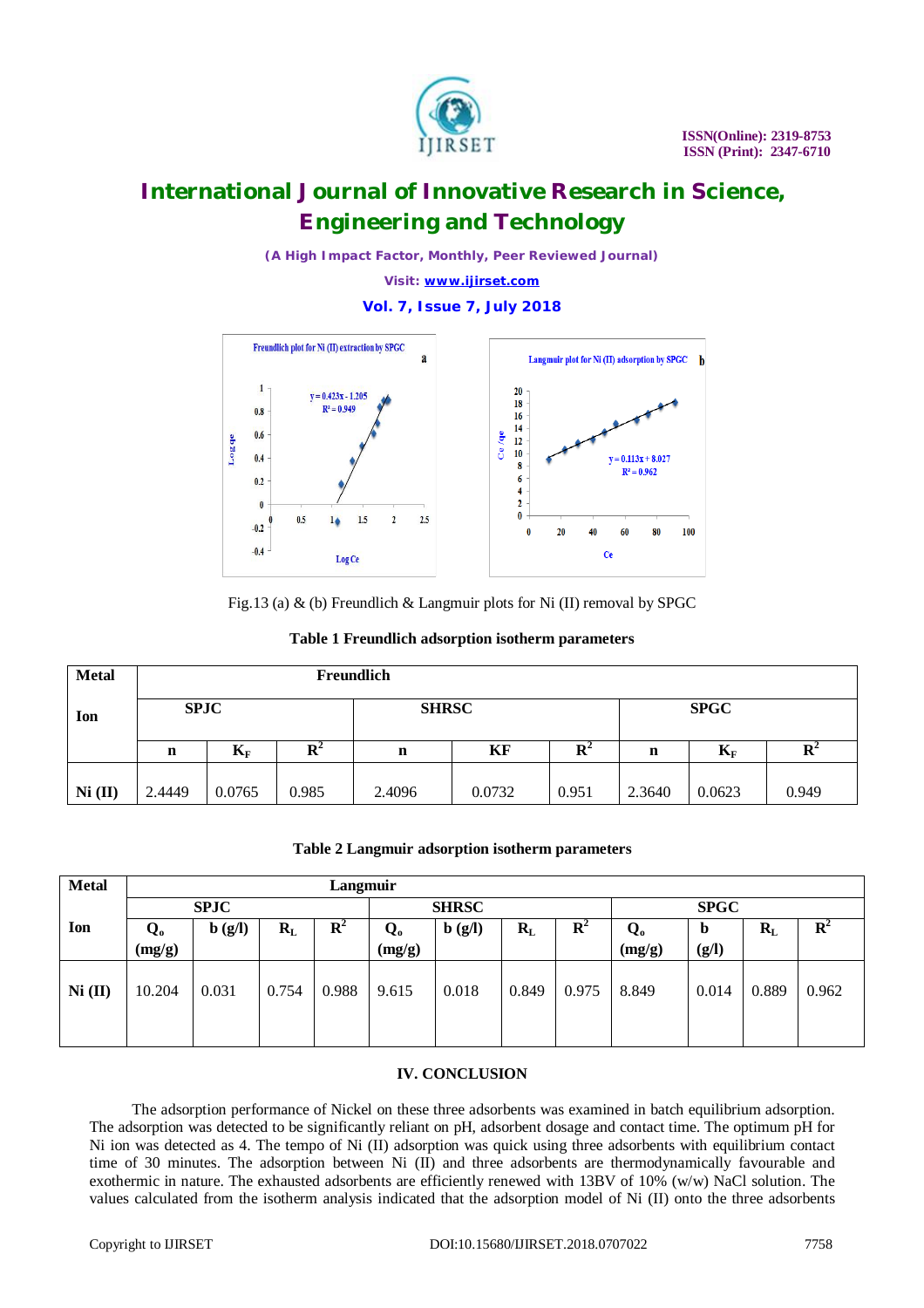Fig.13 (a) & (b) Freundlich & Langmuir plots for Ni (II) removal by SPGC

**Table 1 Freundlich adsorption isotherm parameters**

| Metal Ion | Freundlich | | | | | | | | |
|---|---|---|---|---|---|---|---|---|---|
| | SPJC | | | SHRSC | | | SPGC | | |
| | n | $K_F$ | $R^2$ | n | KF | $R^2$ | n | $K_F$ | $R^2$ |
| Ni (II) | 2.4449 | 0.0765 | 0.985 | 2.4096 | 0.0732 | 0.951 | 2.3640 | 0.0623 | 0.949 |

**Table 2 Langmuir adsorption isotherm parameters**

| Metal Ion | Langmuir | | | | | | | | | | | |
|---|---|---|---|---|---|---|---|---|---|---|---|---|
| | SPJC | | | | SHRSC | | | | SPGC | | | |
| | $Q_o$ (mg/g) | b (g/l) | $R_L$ | $R^2$ | $Q_o$ (mg/g) | b (g/l) | $R_L$ | $R^2$ | $Q_o$ (mg/g) | b (g/l) | $R_L$ | $R^2$ |
| Ni (II) | 10.204 | 0.031 | 0.754 | 0.988 | 9.615 | 0.018 | 0.849 | 0.975 | 8.849 | 0.014 | 0.889 | 0.962 |

## IV. CONCLUSION

The adsorption performance of Nickel on these three adsorbents was examined in batch equilibrium adsorption. The adsorption was detected to be significantly reliant on pH, adsorbent dosage and contact time. The optimum pH for Ni ion was detected as 4. The tempo of Ni (II) adsorption was quick using three adsorbents with equilibrium contact time of 30 minutes. The adsorption between Ni (II) and three adsorbents are thermodynamically favourable and exothermic in nature. The exhausted adsorbents are efficiently renewed with 13BV of 10% (w/w) NaCl solution. The values calculated from the isotherm analysis indicated that the adsorption model of Ni (II) onto the three adsorbents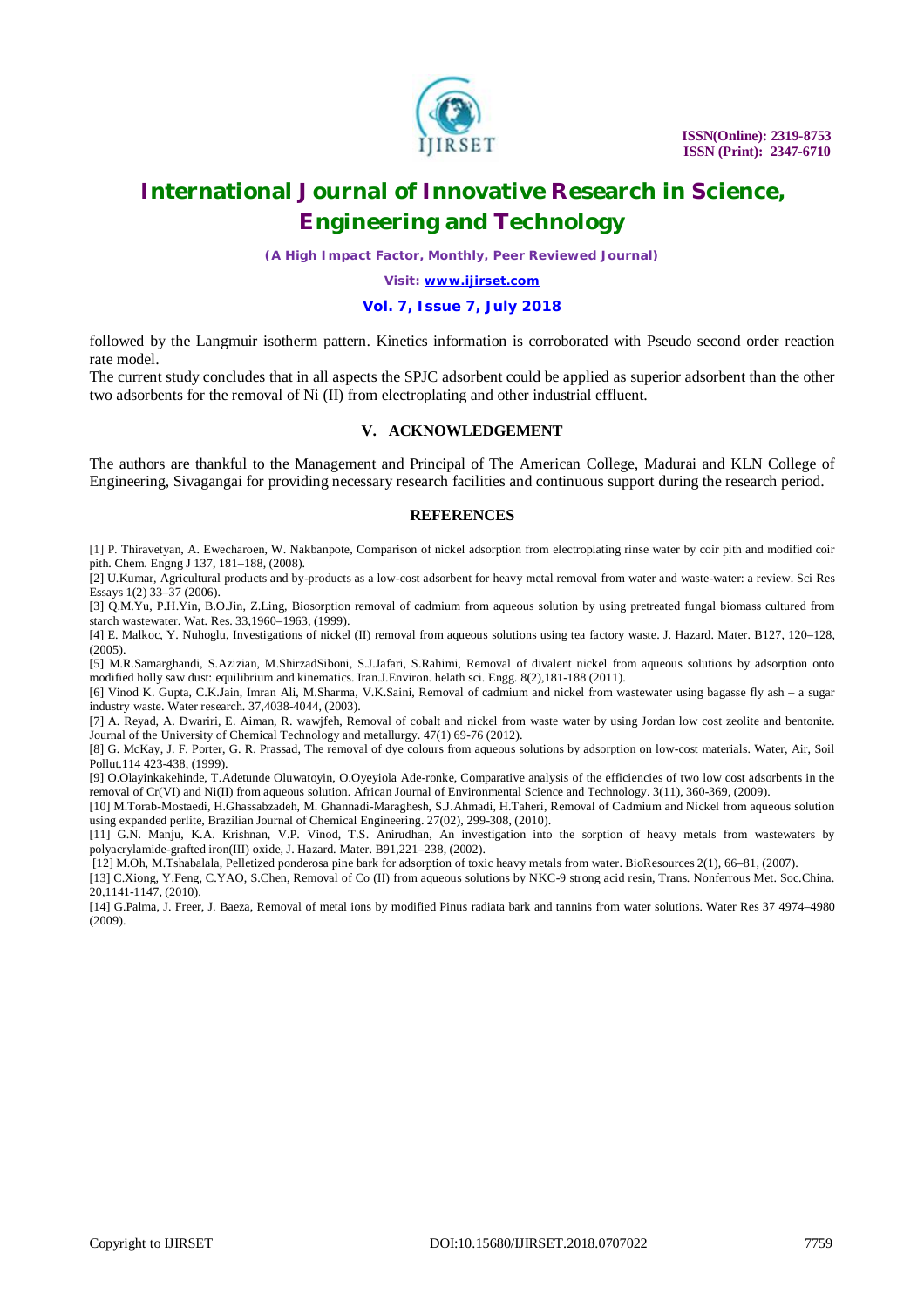followed by the Langmuir isotherm pattern. Kinetics information is corroborated with Pseudo second order reaction rate model.

The current study concludes that in all aspects the SPJC adsorbent could be applied as superior adsorbent than the other two adsorbents for the removal of Ni (II) from electroplating and other industrial effluent.

## V. ACKNOWLEDGEMENT

The authors are thankful to the Management and Principal of The American College, Madurai and KLN College of Engineering, Sivagangai for providing necessary research facilities and continuous support during the research period.

## REFERENCES

[1] P. Thiravetyan, A. Ewecharoen, W. Nakbanpote, Comparison of nickel adsorption from electroplating rinse water by coir pith and modified coir pith. Chem. Engng J 137, 181–188, (2008).

[2] U.Kumar, Agricultural products and by-products as a low-cost adsorbent for heavy metal removal from water and waste-water: a review. Sci Res Essays 1(2) 33–37 (2006).

[3] Q.M.Yu, P.H.Yin, B.O.Jin, Z.Ling, Biosorption removal of cadmium from aqueous solution by using pretreated fungal biomass cultured from starch wastewater. Wat. Res. 33,1960–1963, (1999).

[4] E. Malkoc, Y. Nuhoglu, Investigations of nickel (II) removal from aqueous solutions using tea factory waste. J. Hazard. Mater. B127, 120–128, (2005).

[5] M.R.Samarghandi, S.Azizian, M.ShirzadSiboni, S.J.Jafari, S.Rahimi, Removal of divalent nickel from aqueous solutions by adsorption onto modified holly saw dust: equilibrium and kinematics. Iran.J.Environ. helath sci. Engg. 8(2),181-188 (2011).

[6] Vinod K. Gupta, C.K.Jain, Imran Ali, M.Sharma, V.K.Saini, Removal of cadmium and nickel from wastewater using bagasse fly ash – a sugar industry waste. Water research. 37,4038-4044, (2003).

[7] A. Reyad, A. Dwariri, E. Aiman, R. wawjfeh, Removal of cobalt and nickel from waste water by using Jordan low cost zeolite and bentonite. Journal of the University of Chemical Technology and metallurgy. 47(1) 69-76 (2012).

[8] G. McKay, J. F. Porter, G. R. Prassad, The removal of dye colours from aqueous solutions by adsorption on low-cost materials. Water, Air, Soil Pollut.114 423-438, (1999).

[9] O.Olayinkakehinde, T.Adetunde Oluwatoyin, O.Oyeyiola Ade-ronke, Comparative analysis of the efficiencies of two low cost adsorbents in the removal of Cr(VI) and Ni(II) from aqueous solution. African Journal of Environmental Science and Technology. 3(11), 360-369, (2009).

[10] M.Torab-Mostaedi, H.Ghassabzadeh, M. Ghannadi-Maraghesh, S.J.Ahmadi, H.Taheri, Removal of Cadmium and Nickel from aqueous solution using expanded perlite, Brazilian Journal of Chemical Engineering. 27(02), 299-308, (2010).

[11] G.N. Manju, K.A. Krishnan, V.P. Vinod, T.S. Anirudhan, An investigation into the sorption of heavy metals from wastewaters by polyacrylamide-grafted iron(III) oxide, J. Hazard. Mater. B91,221–238, (2002).

[12] M.Oh, M.Tshabalala, Pelletized ponderosa pine bark for adsorption of toxic heavy metals from water. BioResources 2(1), 66–81, (2007).

[13] C.Xiong, Y.Feng, C.YAO, S.Chen, Removal of Co (II) from aqueous solutions by NKC-9 strong acid resin, Trans. Nonferrous Met. Soc.China. 20,1141-1147, (2010).

[14] G.Palma, J. Freer, J. Baeza, Removal of metal ions by modified Pinus radiata bark and tannins from water solutions. Water Res 37 4974–4980 (2009).